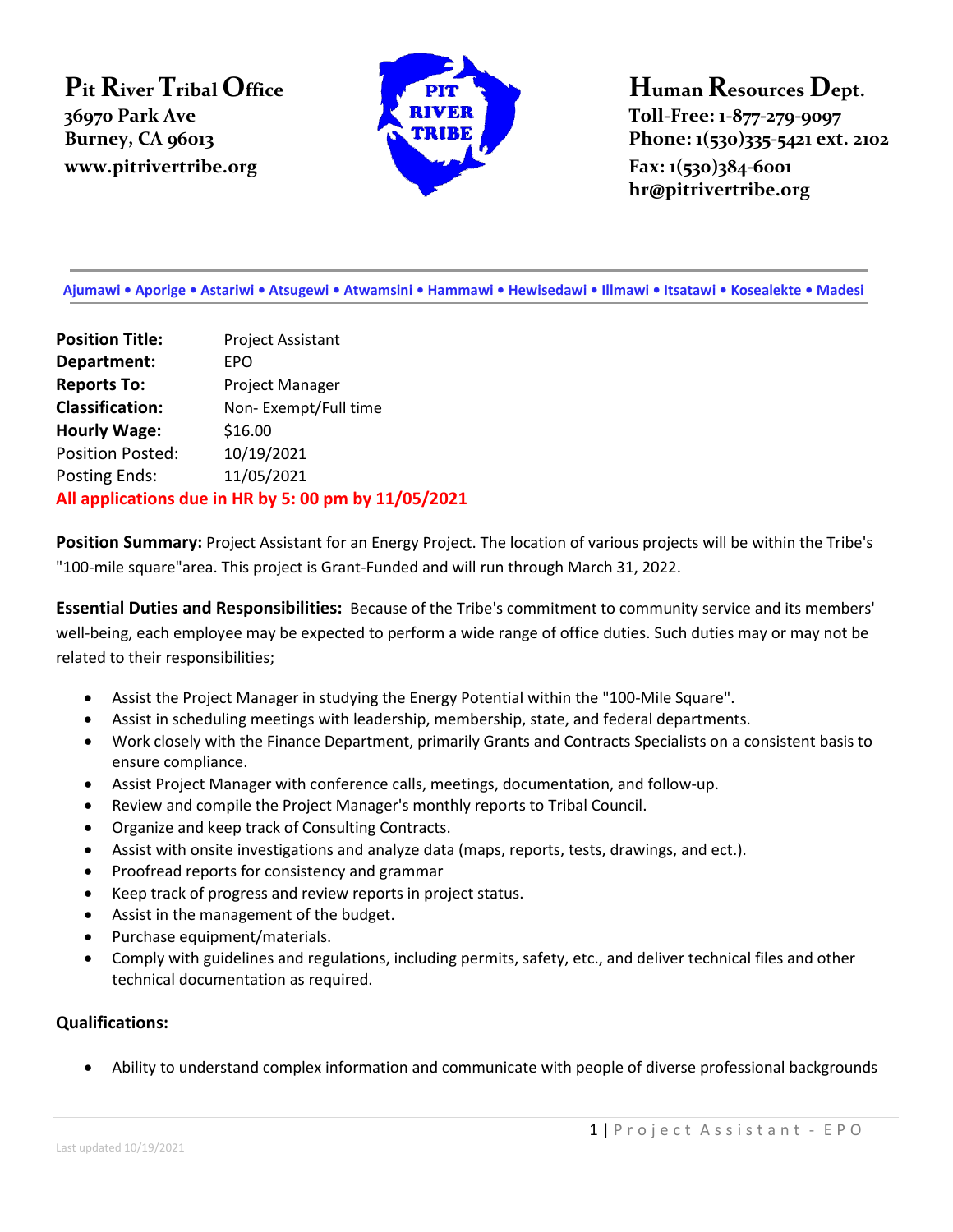**Pit River Tribal Office**
36970 Park Ave
Burney, CA 96013
www.pitrivertribe.org

**Human Resources Dept.**
Toll-Free: 1-877-279-9097
Phone: 1(530)335-5421 ext. 2102
Fax: 1(530)384-6001
hr@pitrivertribe.org

Ajumawi • Aporige • Astariwi • Atsugewi • Atwamsini • Hammawi • Hewisedawi • Illmawi • Itsatawi • Kosealekte • Madesi

**Position Title:** Project Assistant
**Department:** EPO
**Reports To:** Project Manager
**Classification:** Non- Exempt/Full time
**Hourly Wage:** $16.00
Position Posted: 10/19/2021
Posting Ends: 11/05/2021

**All applications due in HR by 5: 00 pm by 11/05/2021**

**Position Summary:** Project Assistant for an Energy Project. The location of various projects will be within the Tribe's "100-mile square"area. This project is Grant-Funded and will run through March 31, 2022.

**Essential Duties and Responsibilities:** Because of the Tribe's commitment to community service and its members' well-being, each employee may be expected to perform a wide range of office duties. Such duties may or may not be related to their responsibilities;

- Assist the Project Manager in studying the Energy Potential within the "100-Mile Square".
- Assist in scheduling meetings with leadership, membership, state, and federal departments.
- Work closely with the Finance Department, primarily Grants and Contracts Specialists on a consistent basis to ensure compliance.
- Assist Project Manager with conference calls, meetings, documentation, and follow-up.
- Review and compile the Project Manager's monthly reports to Tribal Council.
- Organize and keep track of Consulting Contracts.
- Assist with onsite investigations and analyze data (maps, reports, tests, drawings, and ect.).
- Proofread reports for consistency and grammar
- Keep track of progress and review reports in project status.
- Assist in the management of the budget.
- Purchase equipment/materials.
- Comply with guidelines and regulations, including permits, safety, etc., and deliver technical files and other technical documentation as required.

**Qualifications:**

- Ability to understand complex information and communicate with people of diverse professional backgrounds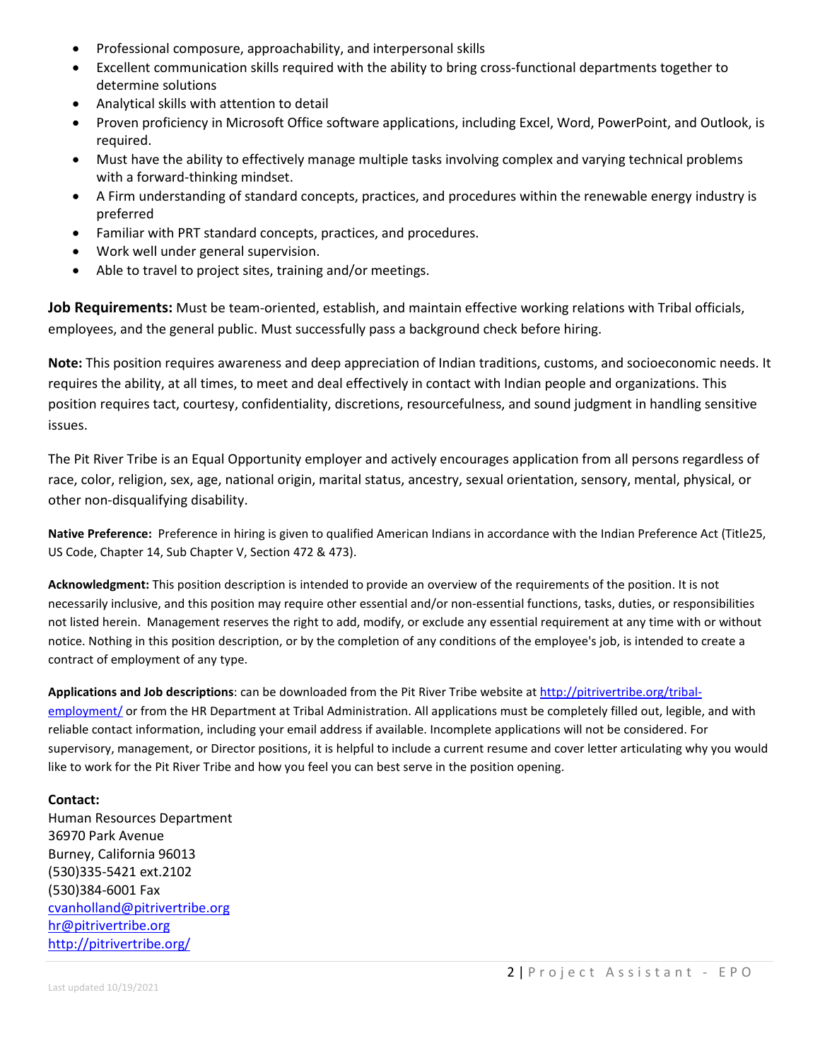- Professional composure, approachability, and interpersonal skills
- Excellent communication skills required with the ability to bring cross-functional departments together to determine solutions
- Analytical skills with attention to detail
- Proven proficiency in Microsoft Office software applications, including Excel, Word, PowerPoint, and Outlook, is required.
- Must have the ability to effectively manage multiple tasks involving complex and varying technical problems with a forward-thinking mindset.
- A Firm understanding of standard concepts, practices, and procedures within the renewable energy industry is preferred
- Familiar with PRT standard concepts, practices, and procedures.
- Work well under general supervision.
- Able to travel to project sites, training and/or meetings.

**Job Requirements:** Must be team-oriented, establish, and maintain effective working relations with Tribal officials, employees, and the general public. Must successfully pass a background check before hiring.

**Note:** This position requires awareness and deep appreciation of Indian traditions, customs, and socioeconomic needs. It requires the ability, at all times, to meet and deal effectively in contact with Indian people and organizations. This position requires tact, courtesy, confidentiality, discretions, resourcefulness, and sound judgment in handling sensitive issues.

The Pit River Tribe is an Equal Opportunity employer and actively encourages application from all persons regardless of race, color, religion, sex, age, national origin, marital status, ancestry, sexual orientation, sensory, mental, physical, or other non-disqualifying disability.

**Native Preference:** Preference in hiring is given to qualified American Indians in accordance with the Indian Preference Act (Title25, US Code, Chapter 14, Sub Chapter V, Section 472 & 473).

**Acknowledgment:** This position description is intended to provide an overview of the requirements of the position. It is not necessarily inclusive, and this position may require other essential and/or non-essential functions, tasks, duties, or responsibilities not listed herein. Management reserves the right to add, modify, or exclude any essential requirement at any time with or without notice. Nothing in this position description, or by the completion of any conditions of the employee's job, is intended to create a contract of employment of any type.

**Applications and Job descriptions**: can be downloaded from the Pit River Tribe website at [http://pitrivertribe.org/tribal-employment/](http://pitrivertribe.org/tribal-employment/) or from the HR Department at Tribal Administration. All applications must be completely filled out, legible, and with reliable contact information, including your email address if available. Incomplete applications will not be considered. For supervisory, management, or Director positions, it is helpful to include a current resume and cover letter articulating why you would like to work for the Pit River Tribe and how you feel you can best serve in the position opening.

**Contact:**
Human Resources Department
36970 Park Avenue
Burney, California 96013
(530)335-5421 ext.2102
(530)384-6001 Fax
[cvanholland@pitrivertribe.org](mailto:cvanholland@pitrivertribe.org)
[hr@pitrivertribe.org](mailto:hr@pitrivertribe.org)
[http://pitrivertribe.org/](http://pitrivertribe.org/)

Last updated 10/19/2021